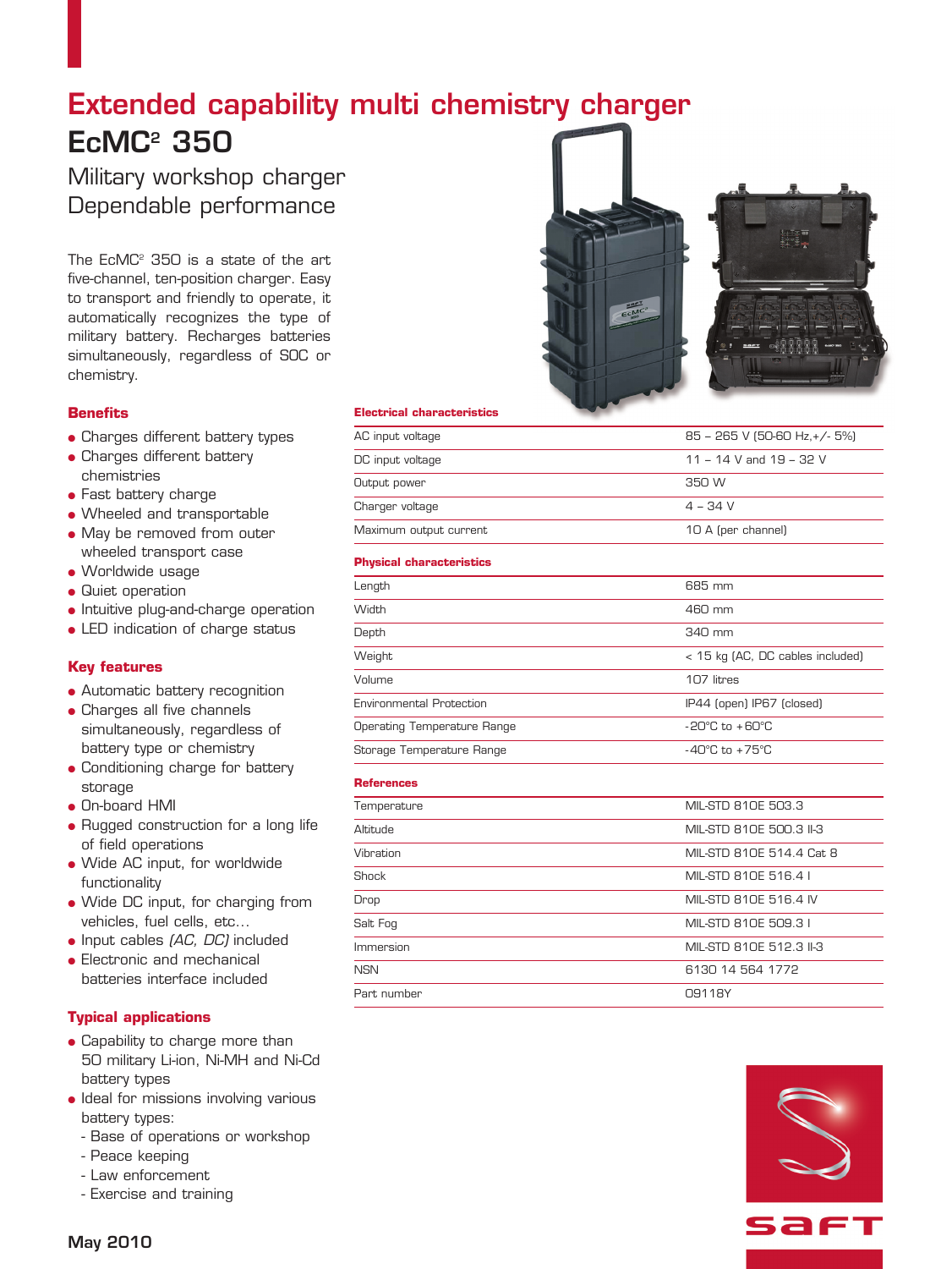# Extended capability multi chemistry charger

## EcMC² 350

Military workshop charger
Dependable performance

The EcMC² 350 is a state of the art five-channel, ten-position charger. Easy to transport and friendly to operate, it automatically recognizes the type of military battery. Recharges batteries simultaneously, regardless of SOC or chemistry.

### Benefits

- Charges different battery types
- Charges different battery chemistries
- Fast battery charge
- Wheeled and transportable
- May be removed from outer wheeled transport case
- Worldwide usage
- Quiet operation
- Intuitive plug-and-charge operation
- LED indication of charge status

### Key features

- Automatic battery recognition
- Charges all five channels simultaneously, regardless of battery type or chemistry
- Conditioning charge for battery storage
- On-board HMI
- Rugged construction for a long life of field operations
- Wide AC input, for worldwide functionality
- Wide DC input, for charging from vehicles, fuel cells, etc…
- Input cables *(AC, DC)* included
- Electronic and mechanical batteries interface included

### Typical applications

- Capability to charge more than 50 military Li-ion, Ni-MH and Ni-Cd battery types
- Ideal for missions involving various battery types:
  - Base of operations or workshop
  - Peace keeping
  - Law enforcement
  - Exercise and training

| **Electrical characteristics** | |
|---|---|
| AC input voltage | 85 – 265 V (50-60 Hz,+/- 5%) |
| DC input voltage | 11 – 14 V and 19 – 32 V |
| Output power | 350 W |
| Charger voltage | 4 – 34 V |
| Maximum output current | 10 A (per channel) |

| **Physical characteristics** | |
|---|---|
| Length | 685 mm |
| Width | 460 mm |
| Depth | 340 mm |
| Weight | < 15 kg (AC, DC cables included) |
| Volume | 107 litres |
| Environmental Protection | IP44 (open) IP67 (closed) |
| Operating Temperature Range | -20°C to +60°C |
| Storage Temperature Range | -40°C to +75°C |

| **References** | |
|---|---|
| Temperature | MIL-STD 810E 503.3 |
| Altitude | MIL-STD 810E 500.3 II-3 |
| Vibration | MIL-STD 810E 514.4 Cat 8 |
| Shock | MIL-STD 810E 516.4 I |
| Drop | MIL-STD 810E 516.4 IV |
| Salt Fog | MIL-STD 810E 509.3 I |
| Immersion | MIL-STD 810E 512.3 II-3 |
| NSN | 6130 14 564 1772 |
| Part number | 09118Y |

May 2010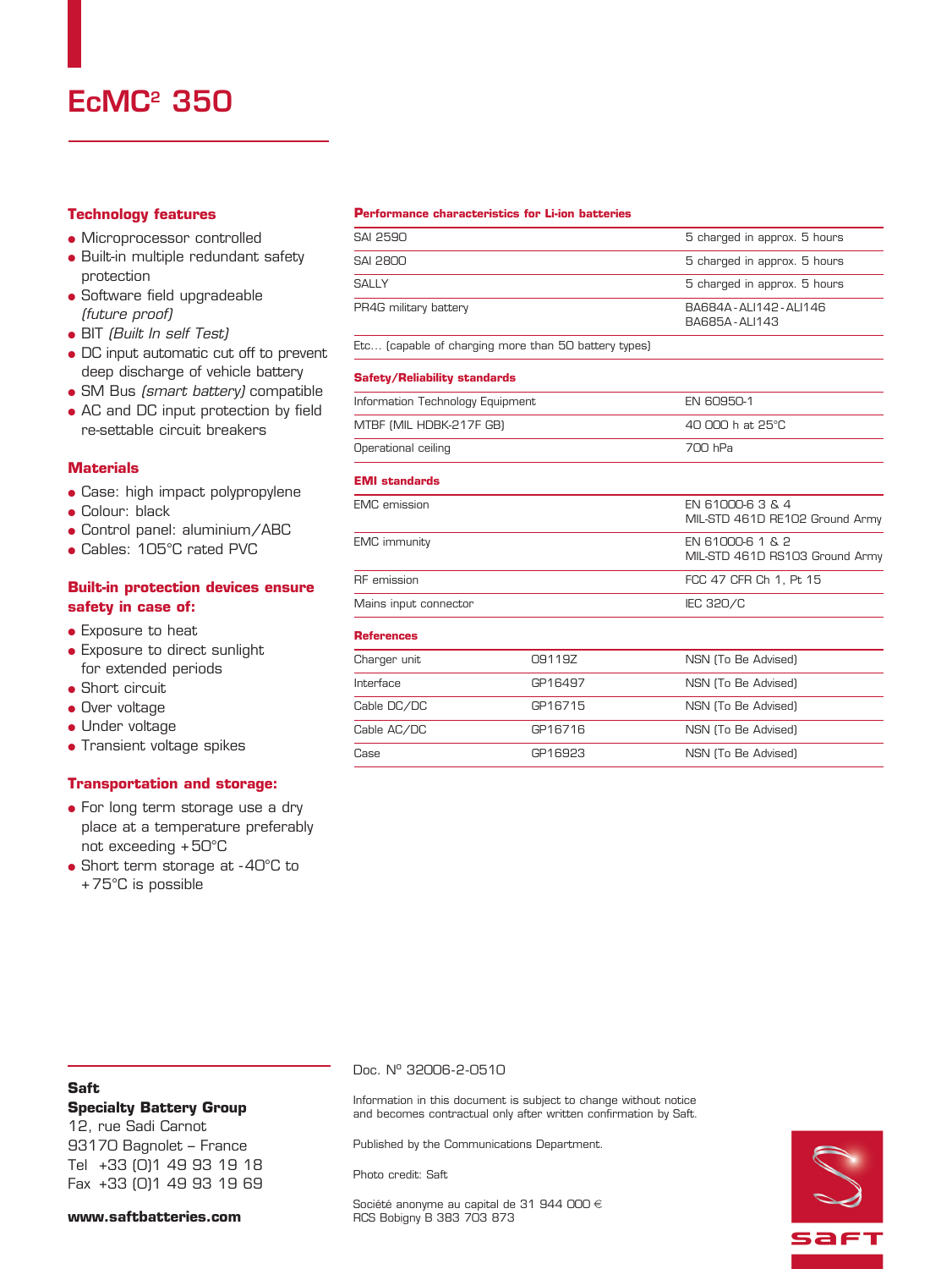# EcMC$^2$ 350

## Technology features

- Microprocessor controlled
- Built-in multiple redundant safety protection
- Software field upgradeable *(future proof)*
- BIT *(Built In self Test)*
- DC input automatic cut off to prevent deep discharge of vehicle battery
- SM Bus *(smart battery)* compatible
- AC and DC input protection by field re-settable circuit breakers

## Materials

- Case: high impact polypropylene
- Colour: black
- Control panel: aluminium/ABC
- Cables: 105°C rated PVC

## Built-in protection devices ensure safety in case of:

- Exposure to heat
- Exposure to direct sunlight for extended periods
- Short circuit
- Over voltage
- Under voltage
- Transient voltage spikes

## Transportation and storage:

- For long term storage use a dry place at a temperature preferably not exceeding +50°C
- Short term storage at -40°C to +75°C is possible

### Performance characteristics for Li-ion batteries

| | |
|---|---|
| SAI 2590 | 5 charged in approx. 5 hours |
| SAI 2800 | 5 charged in approx. 5 hours |
| SALLY | 5 charged in approx. 5 hours |
| PR4G military battery | BA684A-ALI142-ALI146<br>BA685A-ALI143 |
| Etc… (capable of charging more than 50 battery types) | |

### Safety/Reliability standards

| | |
|---|---|
| Information Technology Equipment | EN 60950-1 |
| MTBF (MIL HDBK-217F GB) | 40 000 h at 25°C |
| Operational ceiling | 700 hPa |

### EMI standards

| | |
|---|---|
| EMC emission | EN 61000-6 3 & 4<br>MIL-STD 461D RE102 Ground Army |
| EMC immunity | EN 61000-6 1 & 2<br>MIL-STD 461D RS103 Ground Army |
| RF emission | FCC 47 CFR Ch 1, Pt 15 |
| Mains input connector | IEC 320/C |

### References

| | | |
|---|---|---|
| Charger unit | 09119Z | NSN (To Be Advised) |
| Interface | GP16497 | NSN (To Be Advised) |
| Cable DC/DC | GP16715 | NSN (To Be Advised) |
| Cable AC/DC | GP16716 | NSN (To Be Advised) |
| Case | GP16923 | NSN (To Be Advised) |

**Saft**
**Specialty Battery Group**
12, rue Sadi Carnot
93170 Bagnolet – France
Tel +33 (0)1 49 93 19 18
Fax +33 (0)1 49 93 19 69

**www.saftbatteries.com**

Doc. N° 32006-2-0510

Information in this document is subject to change without notice and becomes contractual only after written confirmation by Saft.

Published by the Communications Department.

Photo credit: Saft

Société anonyme au capital de 31 944 000 €
RCS Bobigny B 383 703 873

saft